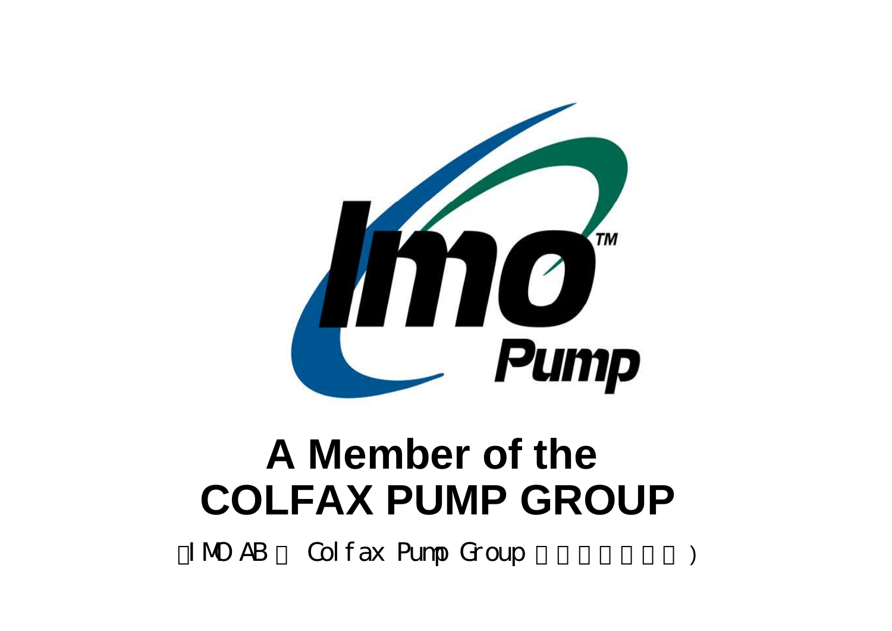Imo™ Pump

# A Member of the COLFAX PUMP GROUP

（IMO AB 是 Colfax Pump Group 的成员之一）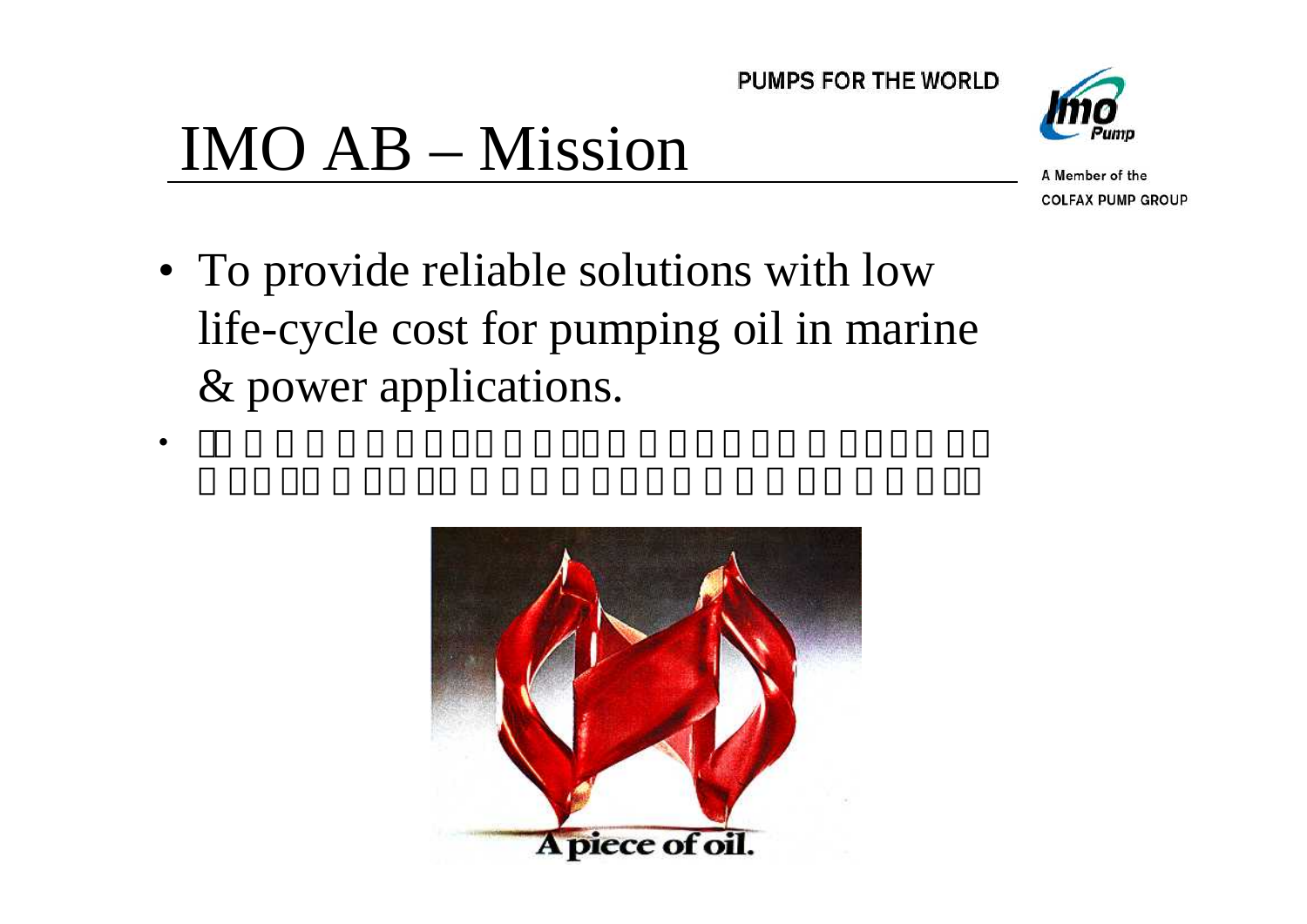# IMO AB – Mission

- To provide reliable solutions with low life-cycle cost for pumping oil in marine & power applications.

A piece of oil.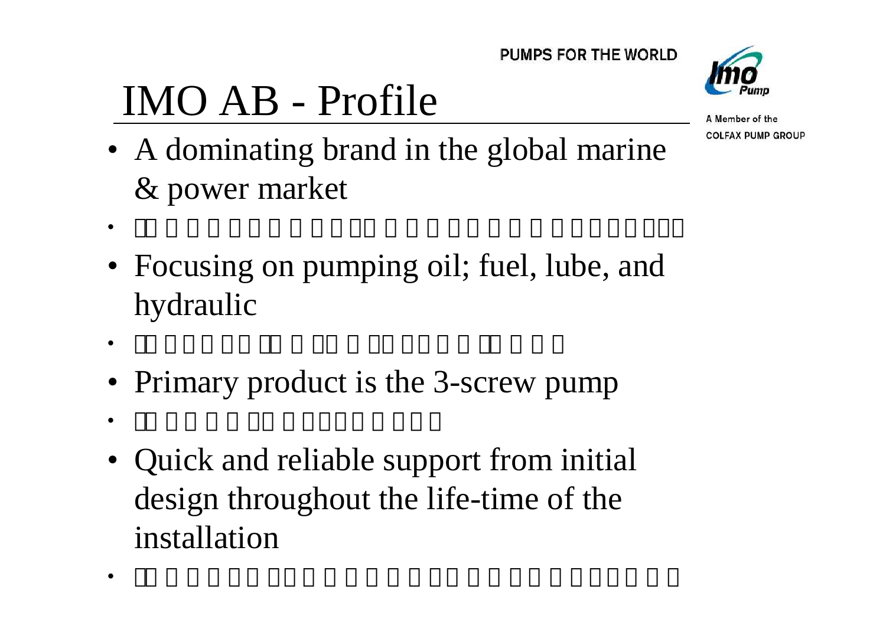# IMO AB - Profile

- A dominating brand in the global marine & power market
- Focusing on pumping oil; fuel, lube, and hydraulic
- Primary product is the 3-screw pump
- Quick and reliable support from initial design throughout the life-time of the installation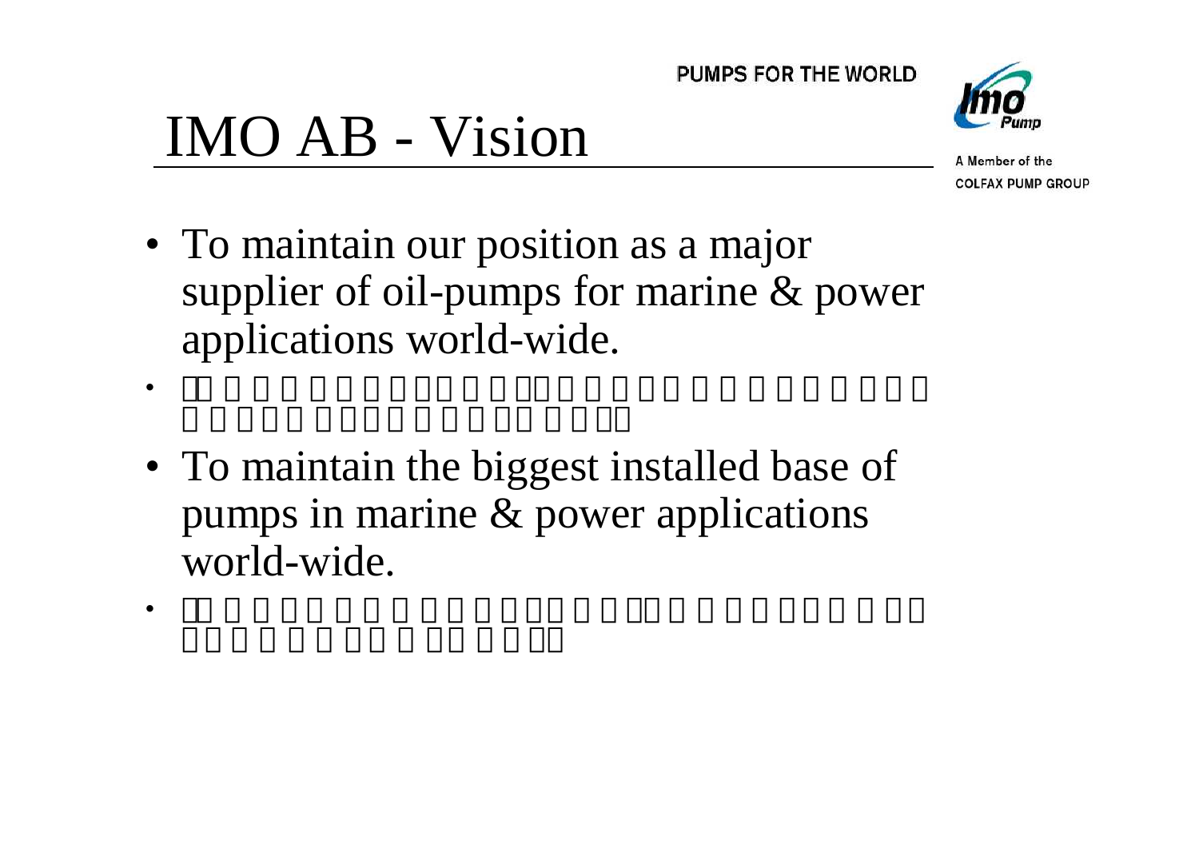# IMO AB - Vision

- To maintain our position as a major supplier of oil-pumps for marine & power applications world-wide.
- To maintain the biggest installed base of pumps in marine & power applications world-wide.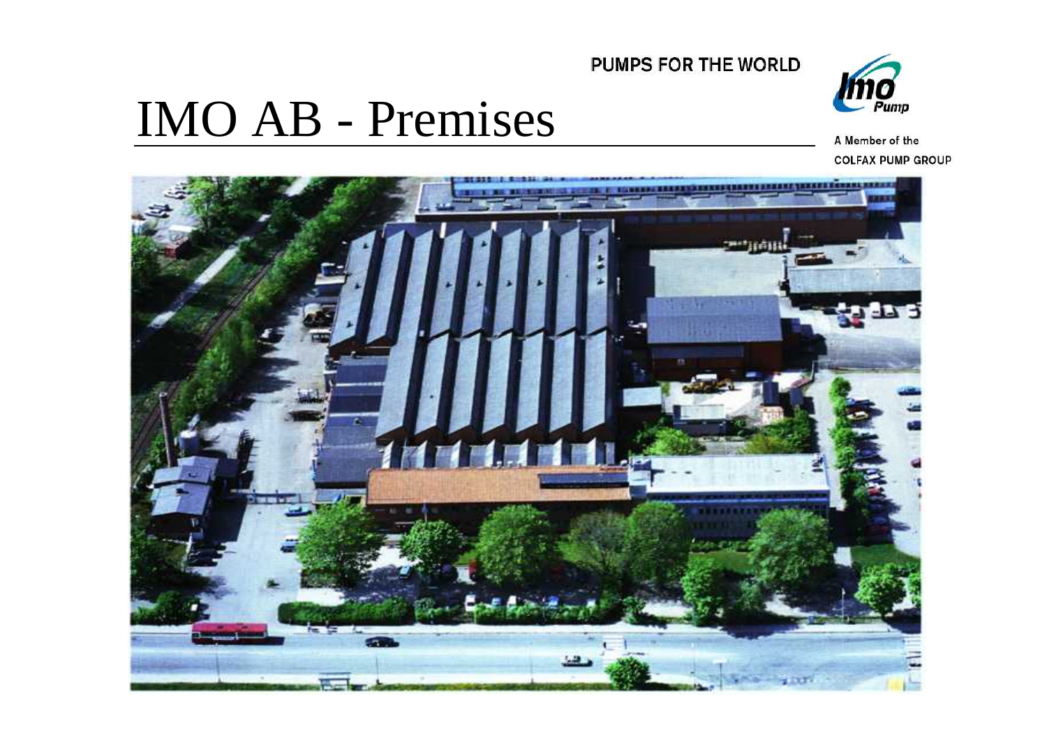PUMPS FOR THE WORLD

# IMO AB - Premises

A Member of the
COLFAX PUMP GROUP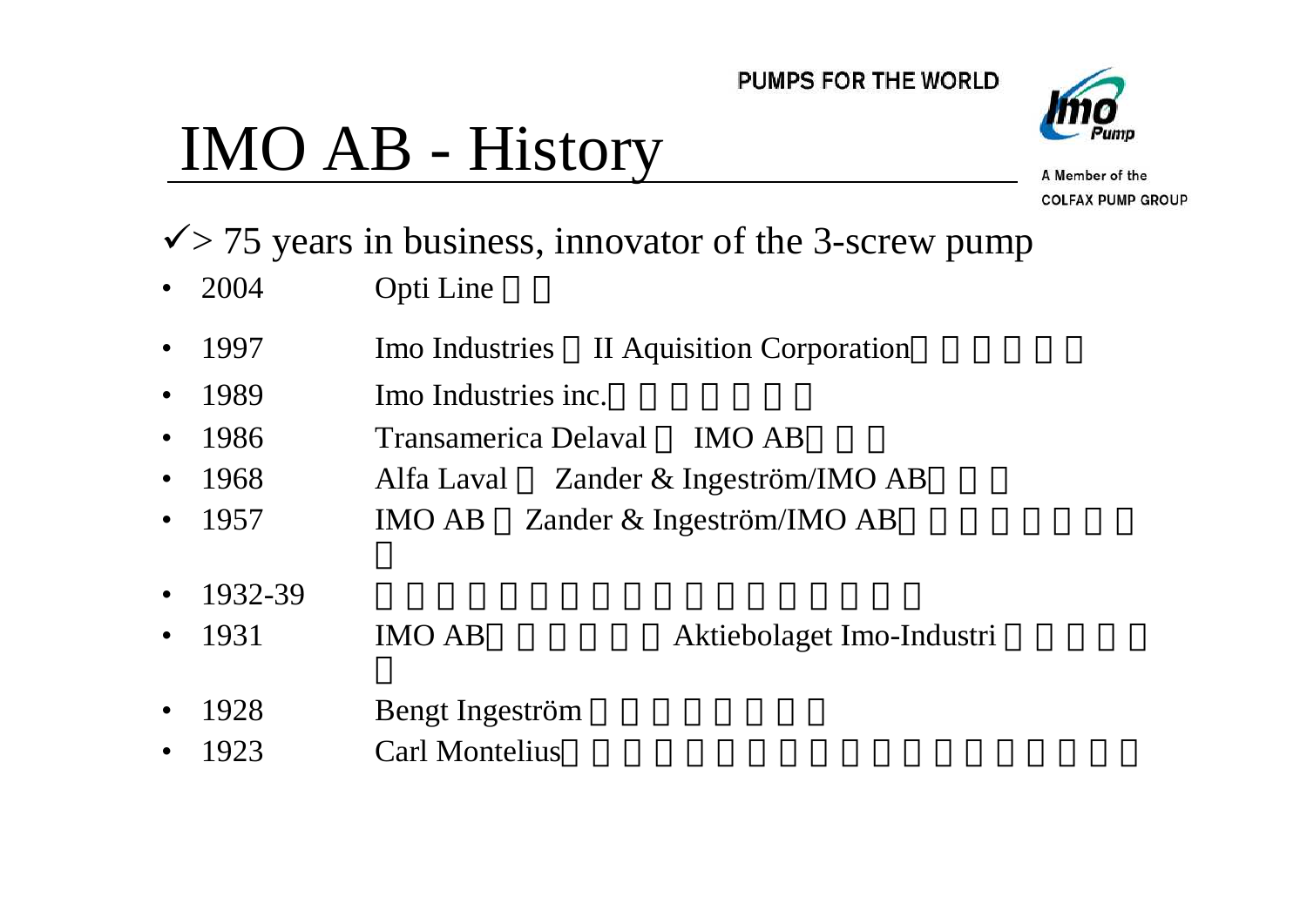# IMO AB - History

✓> 75 years in business, innovator of the 3-screw pump

- 2004 Opti Line
- 1997 Imo Industries II Aquisition Corporation
- 1989 Imo Industries inc.
- 1986 Transamerica Delaval IMO AB
- 1968 Alfa Laval Zander & Ingeström/IMO AB
- 1957 IMO AB Zander & Ingeström/IMO AB
- 1932-39
- 1931 IMO AB Aktiebolaget Imo-Industri
- 1928 Bengt Ingeström
- 1923 Carl Montelius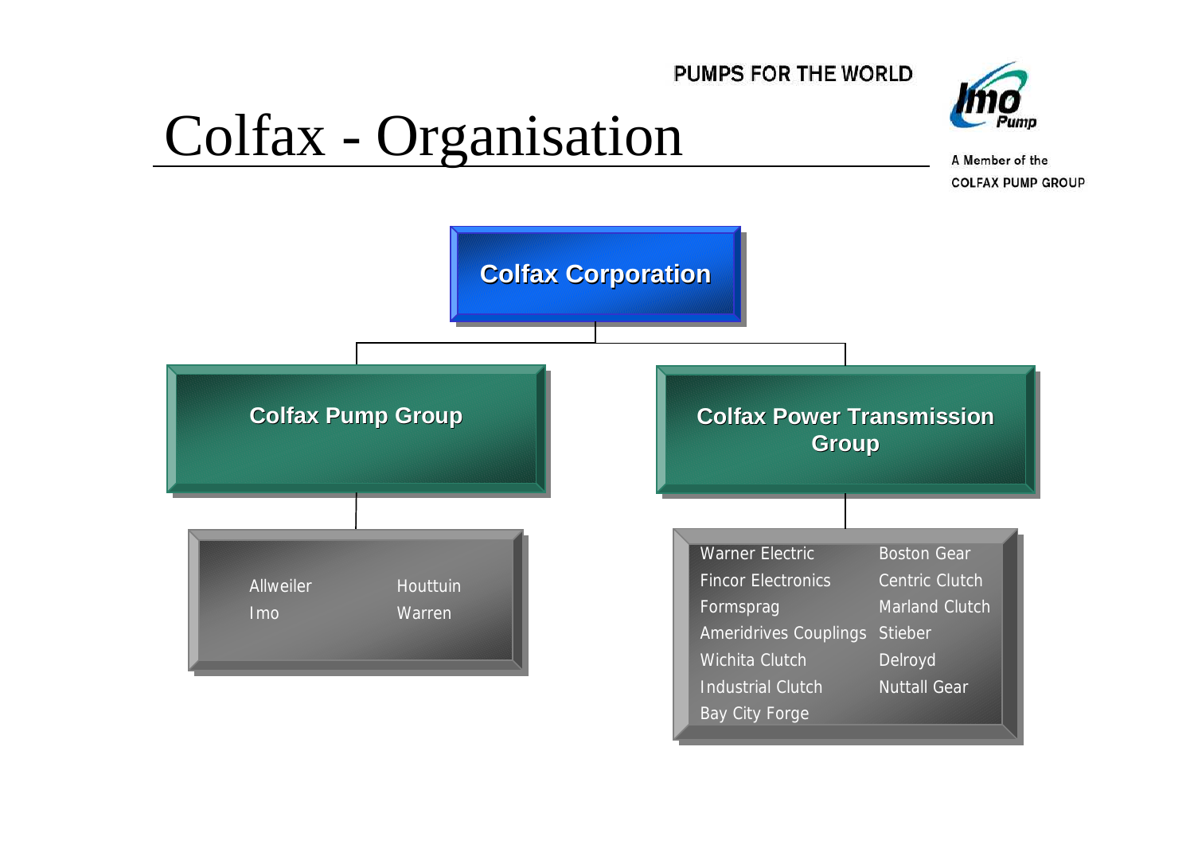# Colfax - Organisation

PUMPS FOR THE WORLD

Imo Pump

A Member of the COLFAX PUMP GROUP

**Colfax Corporation**

**Colfax Pump Group**

- Allweiler
- Imo
- Houttuin
- Warren

**Colfax Power Transmission Group**

- Warner Electric
- Fincor Electronics
- Formsprag
- Ameridrives Couplings
- Wichita Clutch
- Industrial Clutch
- Bay City Forge
- Boston Gear
- Centric Clutch
- Marland Clutch
- Stieber
- Delroyd
- Nuttall Gear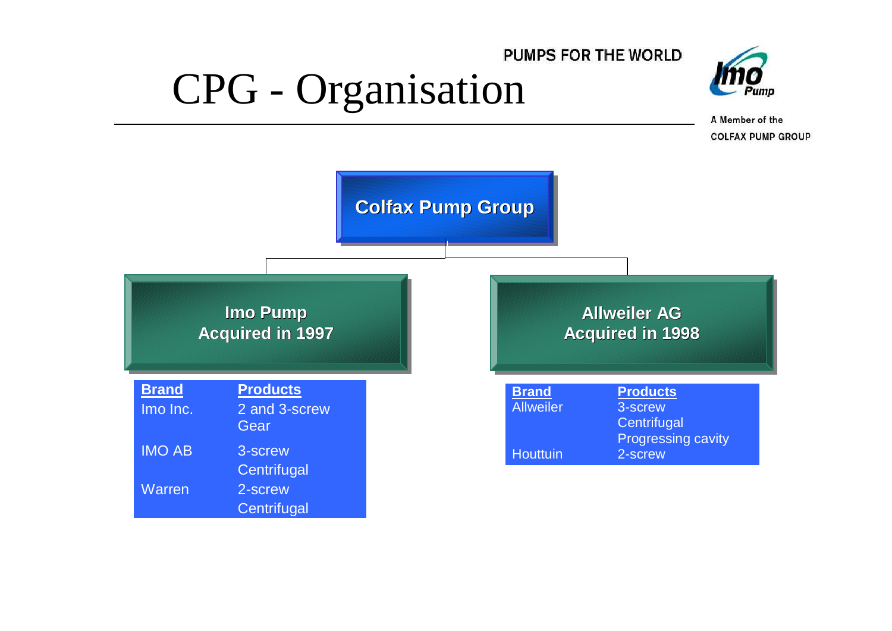# CPG - Organisation

PUMPS FOR THE WORLD

A Member of the COLFAX PUMP GROUP

**Colfax Pump Group**

**Imo Pump**
**Acquired in 1997**

| Brand | Products |
|---|---|
| Imo Inc. | 2 and 3-screw<br>Gear |
| IMO AB | 3-screw<br>Centrifugal |
| Warren | 2-screw<br>Centrifugal |

**Allweiler AG**
**Acquired in 1998**

| Brand | Products |
|---|---|
| Allweiler | 3-screw<br>Centrifugal<br>Progressing cavity |
| Houttuin | 2-screw |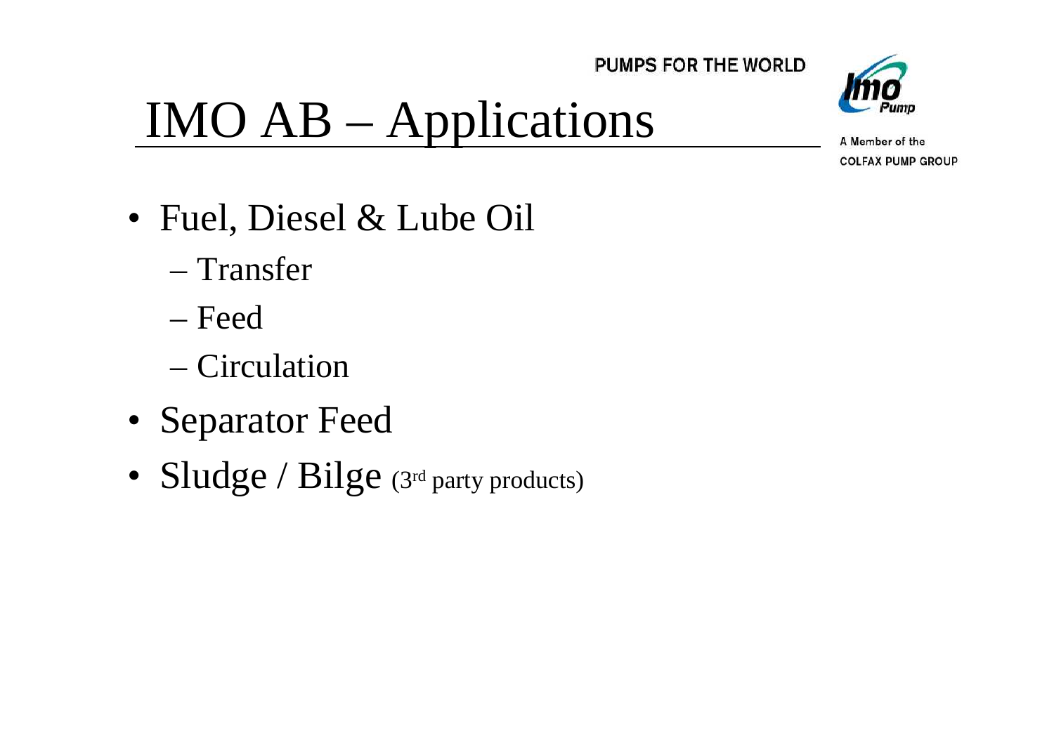# IMO AB – Applications

- Fuel, Diesel & Lube Oil
  - Transfer
  - Feed
  - Circulation
- Separator Feed
- Sludge / Bilge (3rd party products)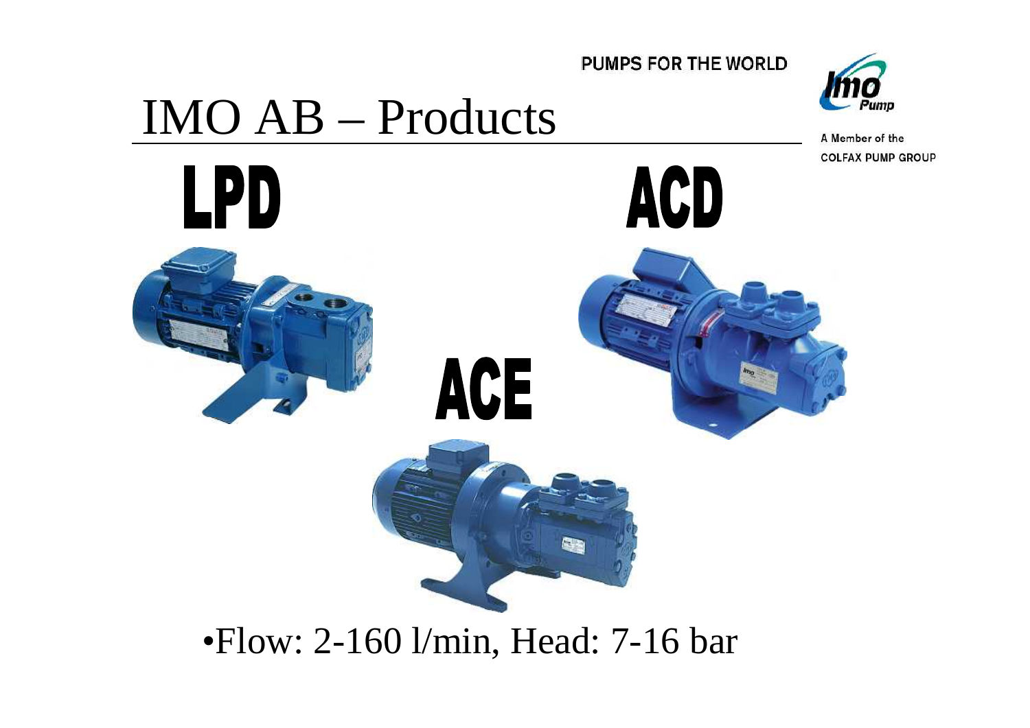# IMO AB – Products

**LPD**

**ACD**

**ACE**

- Flow: 2-160 l/min, Head: 7-16 bar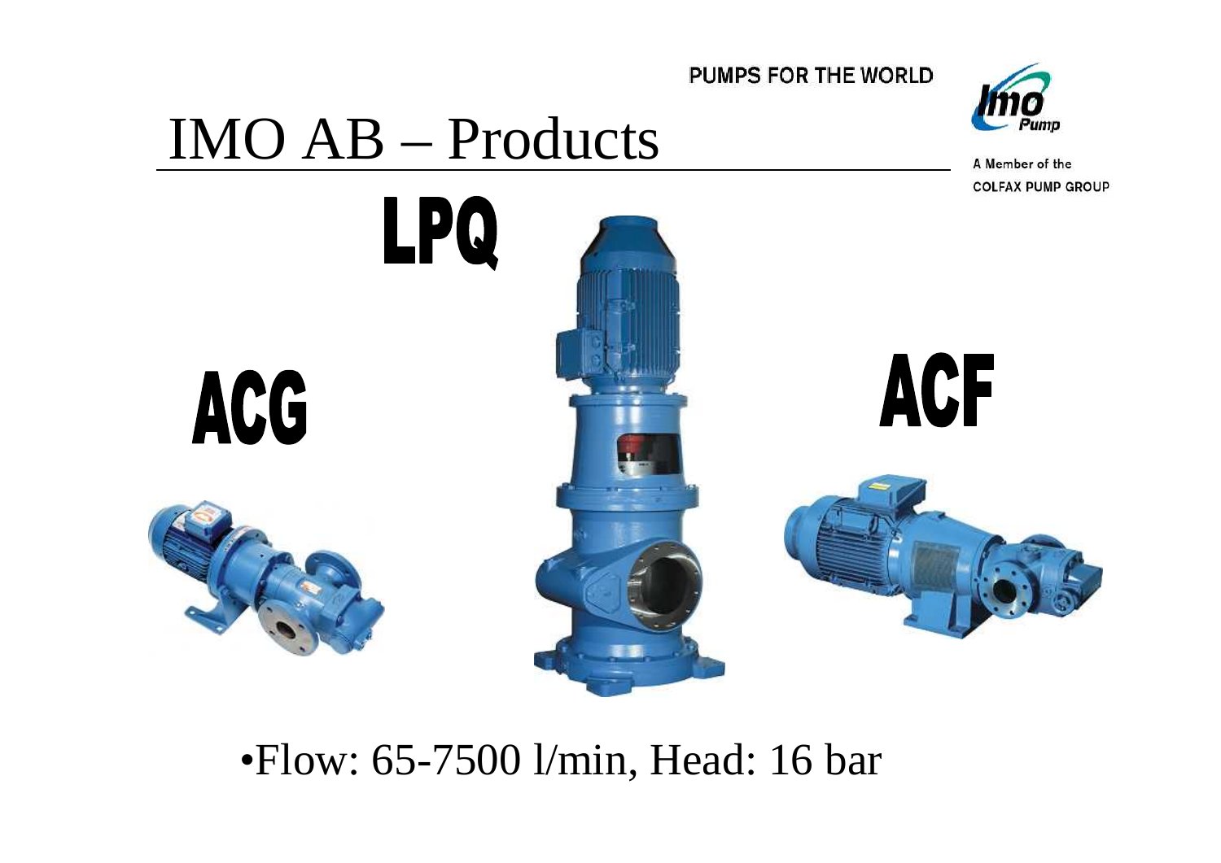# IMO AB – Products

LPQ

ACG

ACF

- Flow: 65-7500 l/min, Head: 16 bar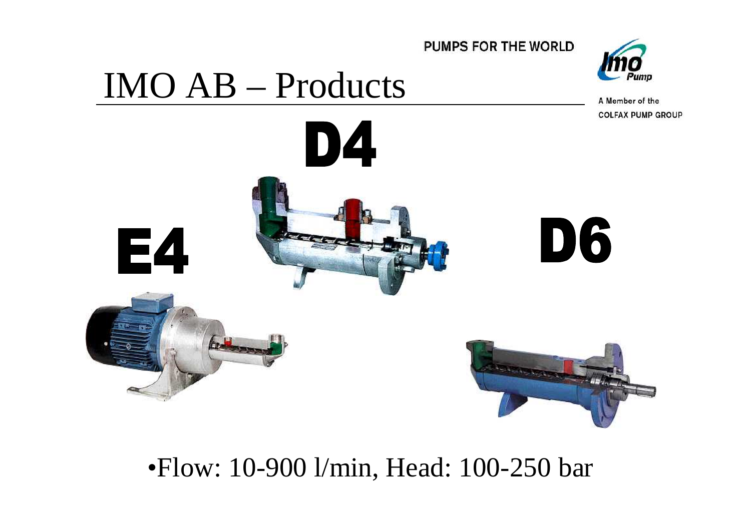# IMO AB – Products

D4

E4

D6

- Flow: 10-900 l/min, Head: 100-250 bar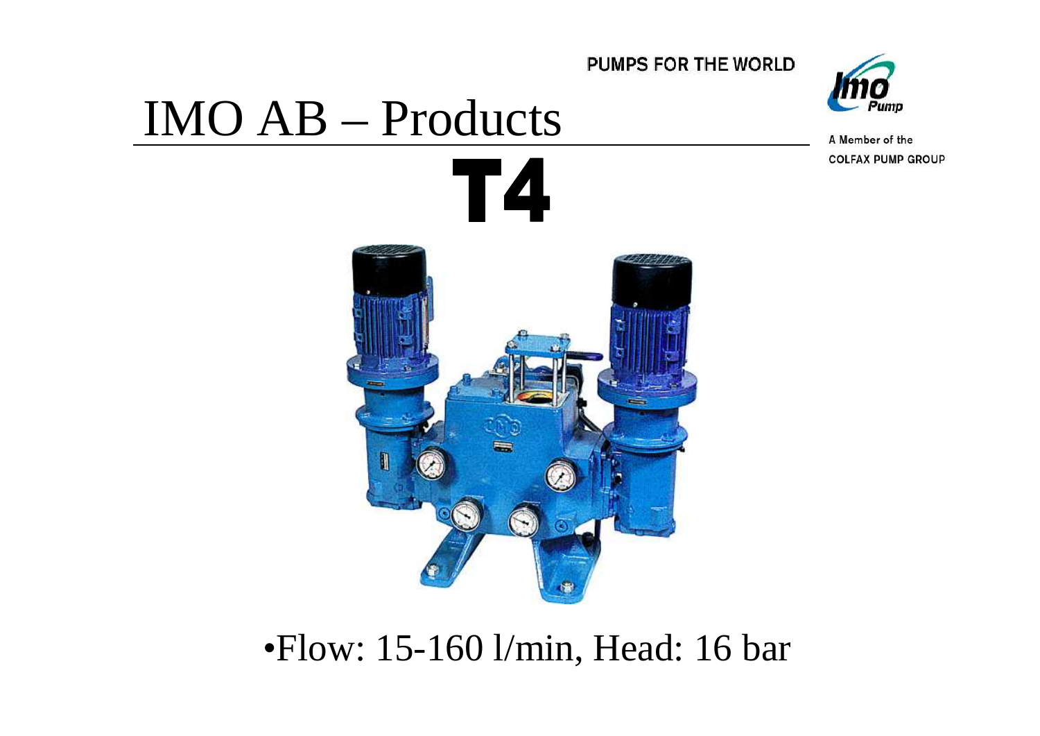# IMO AB – Products

## T4

- Flow: 15-160 l/min, Head: 16 bar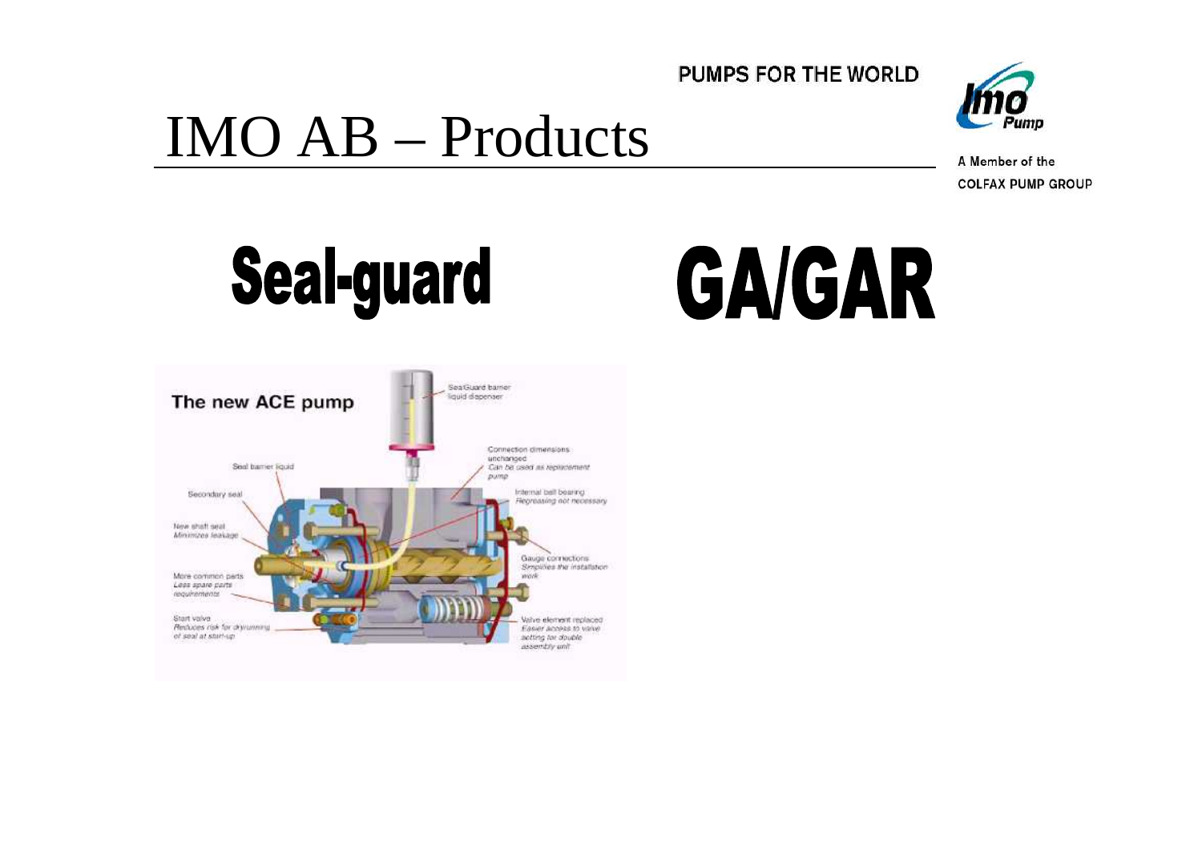# IMO AB – Products

PUMPS FOR THE WORLD

A Member of the
COLFAX PUMP GROUP

**Seal-guard**

**GA/GAR**

The new ACE pump

SealGuard barrier liquid dispenser

Connection dimensions unchanged
*Can be used as replacement pump*

Seal barrier liquid

Secondary seal

Internal ball bearing
*Regreasing not necessary*

New shaft seal
*Minimizes leakage*

Gauge connections
*Simplifies the installation work*

More common parts
*Less spare parts requirements*

Start valve
*Reduces risk for dryrunning of seal at start-up*

Valve element replaced
*Easier access to valve setting for double assembly unit*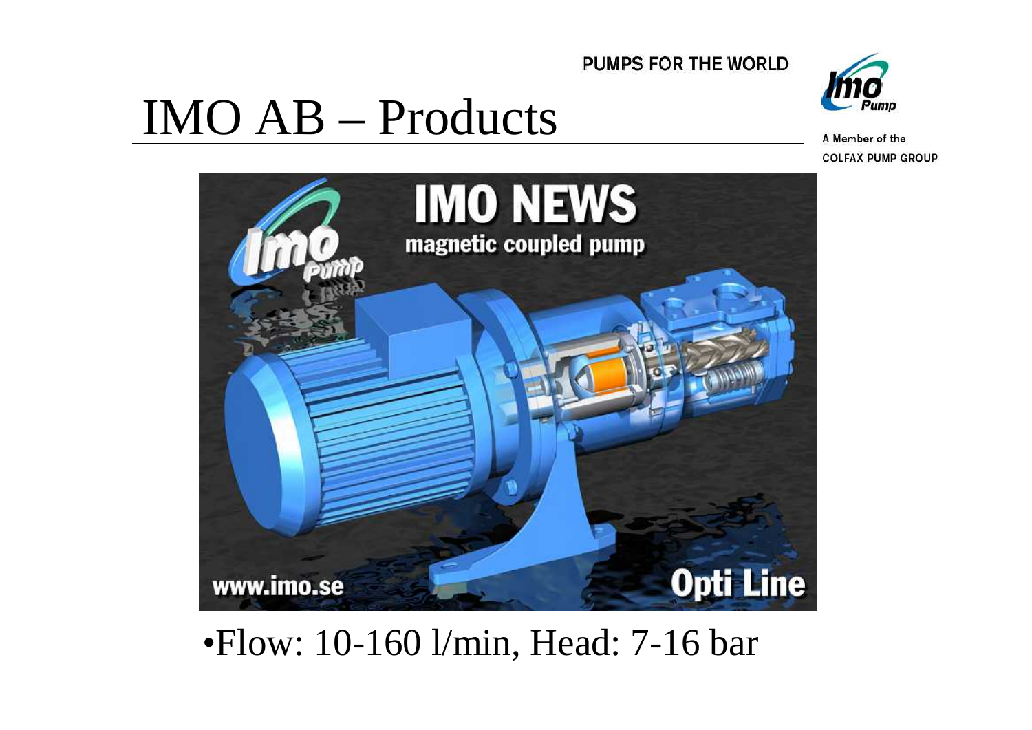# IMO AB – Products

- Flow: 10-160 l/min, Head: 7-16 bar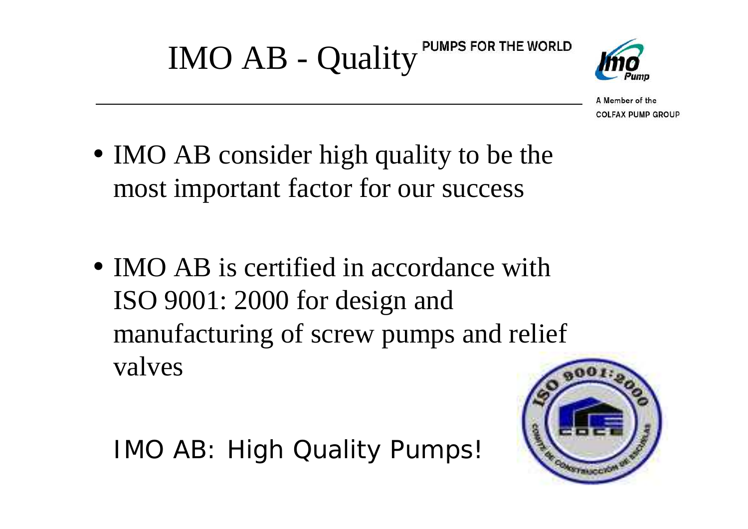# IMO AB - Quality

PUMPS FOR THE WORLD

A Member of the COLFAX PUMP GROUP

- IMO AB consider high quality to be the most important factor for our success

- IMO AB is certified in accordance with ISO 9001: 2000 for design and manufacturing of screw pumps and relief valves

IMO AB: High Quality Pumps!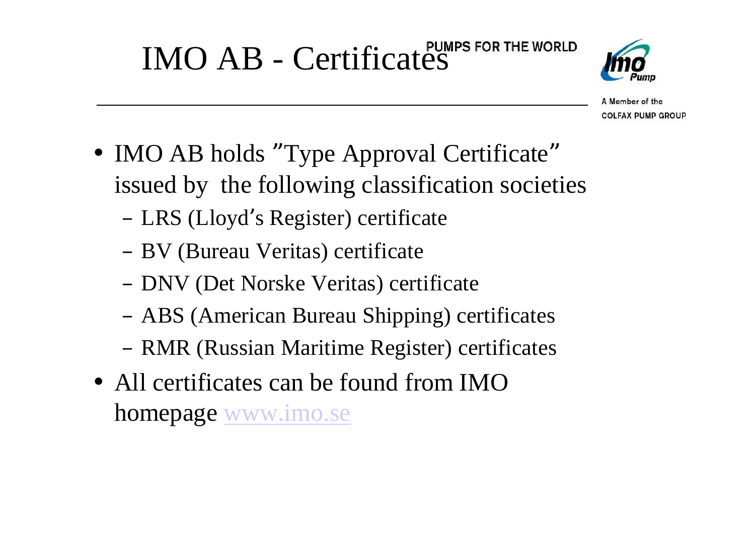# IMO AB - Certificates

- IMO AB holds ”Type Approval Certificate” issued by the following classification societies
  - LRS (Lloyd’s Register) certificate
  - BV (Bureau Veritas) certificate
  - DNV (Det Norske Veritas) certificate
  - ABS (American Bureau Shipping) certificates
  - RMR (Russian Maritime Register) certificates
- All certificates can be found from IMO homepage www.imo.se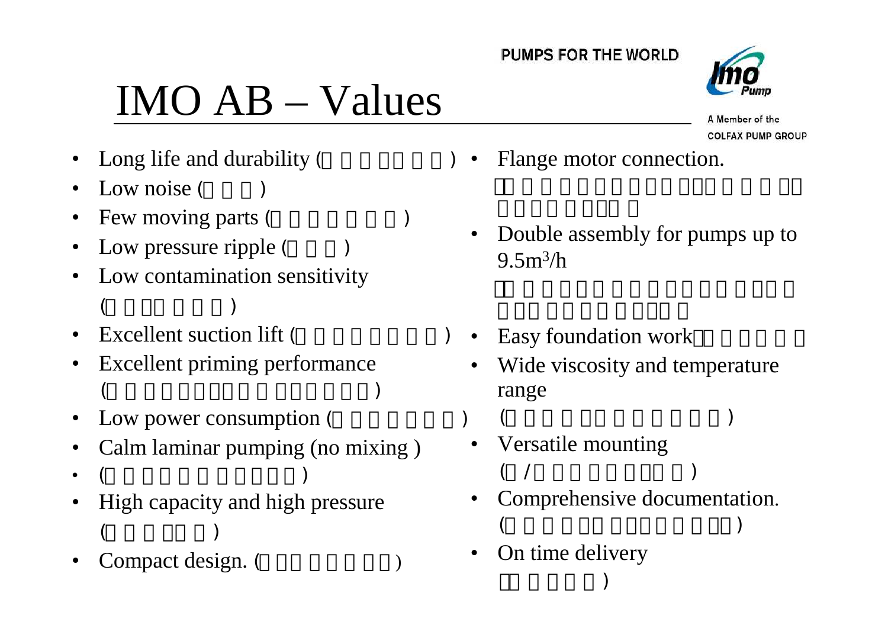# IMO AB – Values

- Long life and durability
- Low noise
- Few moving parts
- Low pressure ripple
- Low contamination sensitivity
- Excellent suction lift
- Excellent priming performance
- Low power consumption
- Calm laminar pumping (no mixing )
- High capacity and high pressure
- Compact design.
- Flange motor connection.
- Double assembly for pumps up to $9.5m^3/h$
- Easy foundation work
- Wide viscosity and temperature range
- Versatile mounting
- Comprehensive documentation.
- On time delivery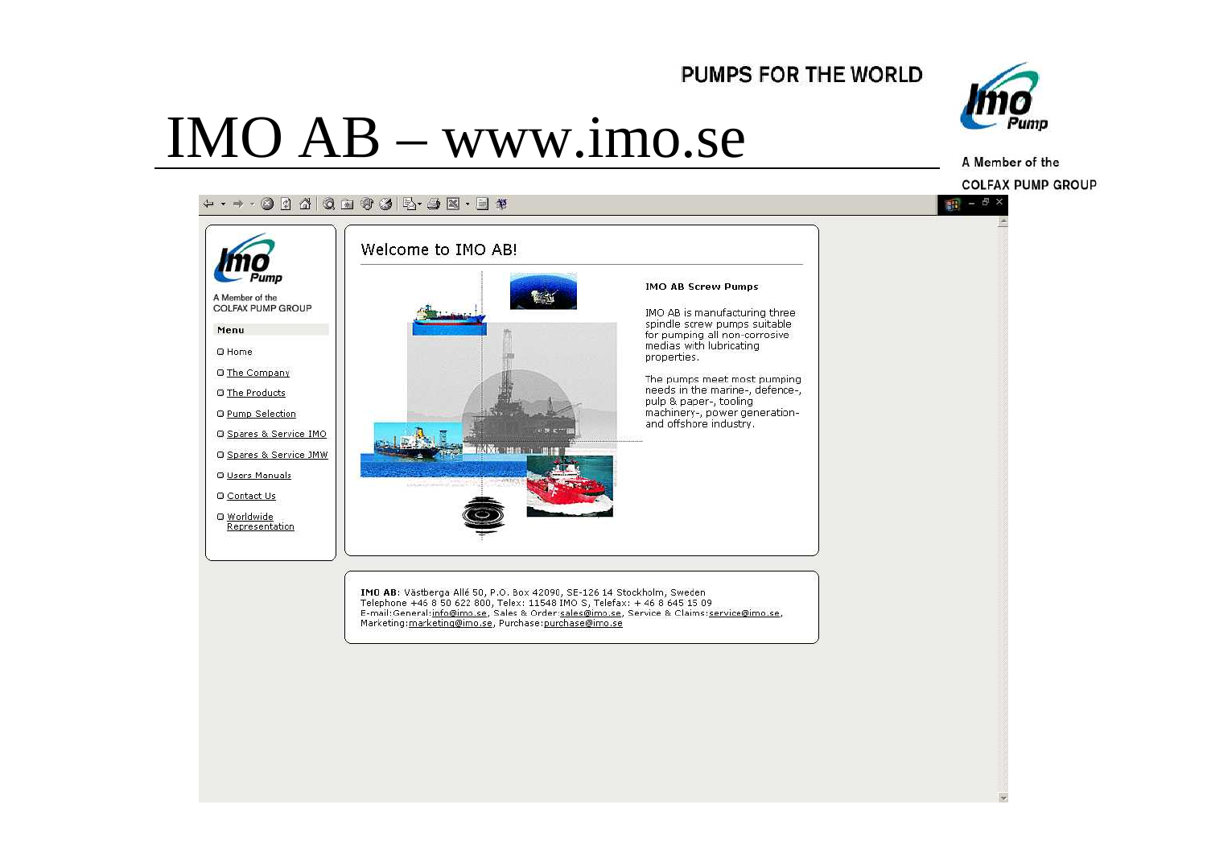PUMPS FOR THE WORLD

# IMO AB – www.imo.se

A Member of the COLFAX PUMP GROUP

A Member of the COLFAX PUMP GROUP

**Menu**

- Home
- The Company
- The Products
- Pump Selection
- Spares & Service IMO
- Spares & Service JMW
- Users Manuals
- Contact Us
- Worldwide Representation

## Welcome to IMO AB!

**IMO AB Screw Pumps**

IMO AB is manufacturing three spindle screw pumps suitable for pumping all non-corrosive medias with lubricating properties.

The pumps meet most pumping needs in the marine-, defence-, pulp & paper-, tooling machinery-, power generation- and offshore industry.

**IMO AB**: Västberga Allé 50, P.O. Box 42090, SE-126 14 Stockholm, Sweden
Telephone +46 8 50 622 800, Telex: 11548 IMO S, Telefax: + 46 8 645 15 09
E-mail:General:info@imo.se, Sales & Order:sales@imo.se, Service & Claims:service@imo.se,
Marketing:marketing@imo.se, Purchase:purchase@imo.se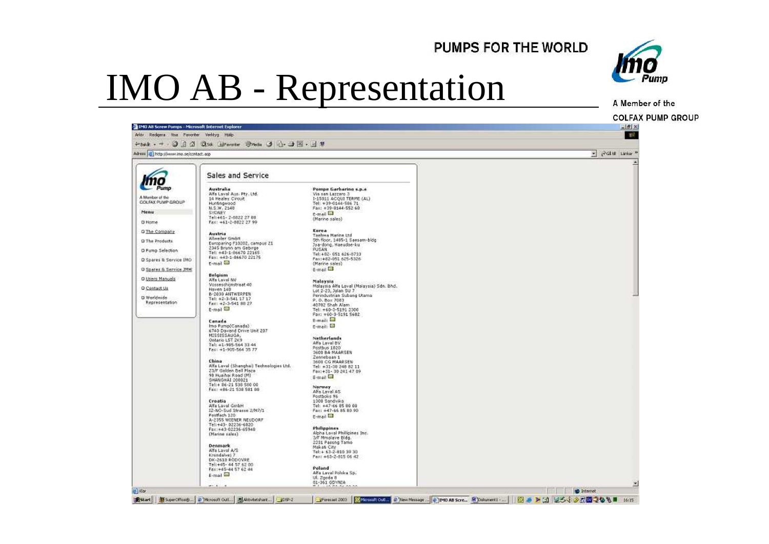PUMPS FOR THE WORLD

# IMO AB - Representation

A Member of the

COLFAX PUMP GROUP

IMO AB Screw Pumps - Microsoft Internet Explorer

Adress http://www.imo.se/contact.asp

A Member of the COLFAX PUMP GROUP

Menu

- Home
- The Company
- The Products
- Pump Selection
- Spares & Service IMO
- Spares & Service JMW
- Users Manuals
- Contact Us
- Worldwide Representation

## Sales and Service

**Australia**
Alfa Laval Aus. Pty. Ltd.
14 Healey Circuit
Huntingwood
N.S.W. 2148
SYDNEY
Tel:+61- 2-8822 27 00
Fax: +61-2-8822 27 99

**Austria**
Allweiler GmbH
Europaring F10202, campus 21
2345 Brunn am Gebirge
Tel: +43-1-86670 22165
Fax: +43-1-86670 22175
E-mail

**Belgium**
Alfa Laval NV
Vosseschijnstraat 40
Haven 140
B-2030 ANTWERPEN
Tel: +2-3-541 17 17
Fax: +2-3-541 80 27
E-mail

**Canada**
Imo Pump(Canada)
6740 Davand Drive Unit 207
MISSISSAUGA,
Ontario L5T 2K9
Tel: +1-905-564 33 44
Fax: +1-905-564 35 77

**China**
Alfa Laval (Shanghai) Technologies Ltd.
23/F Golden Bell Plaza
98 Huaihai Road (M)
SHANGHAI 200021
Tel:+ 86-21 538 580 00
Fax: +86-21 538 581 00

**Croatia**
Alfa Laval GmbH
IZ-NÖ-Süd Strasse 2/M7/1
Postfach 120
A-2355 WIENER NEUDORF
Tel:+43- 02236-6820
Fax:+43-02236-65940
(Marine sales)

**Denmark**
Alfa Laval A/S
Krondalvej 7
DK-2610 RÖDOVRE
Tel:+45- 44 57 62 00
Fax:+45-44 57 62 44
E-mail

**Pompe Garbarino s.p.a**
Via san Lazzaro 3
I-15011 ACQUI TERME (AL)
Tel: +39-0144-586 71
Fax: +39-0144-552 60
E-mail
(Marine sales)

**Korea**
Taehwa Marine Ltd
5th floor, 1485-1 Saesam-bldg
Jya-dong, Haeudae-ku
PUSAN
Tel:+82- 051 626-8733
Fax:+82-051 625-5326
(Marine sales)
E-mail

**Malaysia**
Malaysia Alfa Laval (Malaysia) Sdn. Bhd.
Lot 2-23, Jalan SU 7
Perindustrian Subang Utama
P. O. Box 7083
40702 Shah Alam
Tel: +60-3-5191 2300
Fax: +60-3-5191 5682
E-mail:
E-mail:

**Netherlands**
Alfa Laval BV
Postbus 1020
3600 BA MAARSEN
Zonnebaan 1
3600 CG MAARSEN
Tel: +31-30 248 82 11
Fax:+31- 30 241 47 89
E-mail

**Norway**
Alfa Laval AS
Postboks 96
1300 Sandvika
Tel: +47-66 85 80 00
Fax: +47-66 85 80 90
E-mail

**Philippines**
Alpha Laval Philipines Inc.
3/F Mmolaye Bldg.
2231 Pasong Tamo
Makati City
Tel: + 63-2-810 30 30
Fax: +63-2-815 06 42

**Poland**
Alfa Laval Polska Sp.
Ul. Zgoda 8
81-361 GDYNIA